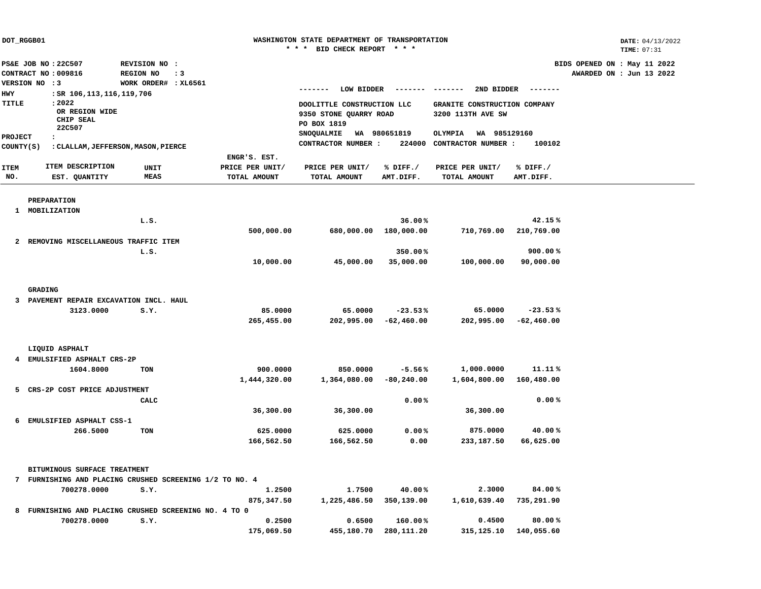DOT_RGGB01

**WASHINGTON STATE DEPARTMENT OF TRANSPORTATION**
**\* \* \* BID CHECK REPORT \* \* \***

DATE: 04/13/2022
TIME: 07:31

PS&E JOB NO : 22C507 REVISION NO :
CONTRACT NO : 009816 REGION NO : 3
VERSION NO : 3 WORK ORDER# : XL6561
HWY : SR 106,113,116,119,706
TITLE : 2022
OR REGION WIDE
CHIP SEAL
22C507
PROJECT :
COUNTY(S) : CLALLAM,JEFFERSON,MASON,PIERCE

BIDS OPENED ON : May 11 2022
AWARDED ON : Jun 13 2022

| | ------- LOW BIDDER ------- | ------- 2ND BIDDER ------- |
|---|---|---|
| | DOOLITTLE CONSTRUCTION LLC<br>9350 STONE QUARRY ROAD<br>PO BOX 1819<br>SNOQUALMIE WA 980651819 | GRANITE CONSTRUCTION COMPANY<br>3200 113TH AVE SW<br><br>OLYMPIA WA 985129160 |
| | CONTRACTOR NUMBER : 224000 | CONTRACTOR NUMBER : 100102 |

| ITEM NO. | ITEM DESCRIPTION / EST. QUANTITY | UNIT MEAS | ENGR'S. EST. PRICE PER UNIT/ TOTAL AMOUNT | PRICE PER UNIT/ TOTAL AMOUNT | % DIFF./ AMT.DIFF. | PRICE PER UNIT/ TOTAL AMOUNT | % DIFF./ AMT.DIFF. |
|---|---|---|---|---|---|---|---|
| | **PREPARATION** | | | | | | |
| 1 | MOBILIZATION | | | | | | |
| | | L.S. | | | 36.00% | | 42.15% |
| | | | 500,000.00 | 680,000.00 | 180,000.00 | 710,769.00 | 210,769.00 |
| 2 | REMOVING MISCELLANEOUS TRAFFIC ITEM | | | | | | |
| | | L.S. | | | 350.00% | | 900.00% |
| | | | 10,000.00 | 45,000.00 | 35,000.00 | 100,000.00 | 90,000.00 |
| | **GRADING** | | | | | | |
| 3 | PAVEMENT REPAIR EXCAVATION INCL. HAUL | | | | | | |
| | 3123.0000 | S.Y. | 85.0000 | 65.0000 | -23.53% | 65.0000 | -23.53% |
| | | | 265,455.00 | 202,995.00 | -62,460.00 | 202,995.00 | -62,460.00 |
| | **LIQUID ASPHALT** | | | | | | |
| 4 | EMULSIFIED ASPHALT CRS-2P | | | | | | |
| | 1604.8000 | TON | 900.0000 | 850.0000 | -5.56% | 1,000.0000 | 11.11% |
| | | | 1,444,320.00 | 1,364,080.00 | -80,240.00 | 1,604,800.00 | 160,480.00 |
| 5 | CRS-2P COST PRICE ADJUSTMENT | | | | | | |
| | | CALC | | | 0.00% | | 0.00% |
| | | | 36,300.00 | 36,300.00 | | 36,300.00 | |
| 6 | EMULSIFIED ASPHALT CSS-1 | | | | | | |
| | 266.5000 | TON | 625.0000 | 625.0000 | 0.00% | 875.0000 | 40.00% |
| | | | 166,562.50 | 166,562.50 | 0.00 | 233,187.50 | 66,625.00 |
| | **BITUMINOUS SURFACE TREATMENT** | | | | | | |
| 7 | FURNISHING AND PLACING CRUSHED SCREENING 1/2 TO NO. 4 | | | | | | |
| | 700278.0000 | S.Y. | 1.2500 | 1.7500 | 40.00% | 2.3000 | 84.00% |
| | | | 875,347.50 | 1,225,486.50 | 350,139.00 | 1,610,639.40 | 735,291.90 |
| 8 | FURNISHING AND PLACING CRUSHED SCREENING NO. 4 TO 0 | | | | | | |
| | 700278.0000 | S.Y. | 0.2500 | 0.6500 | 160.00% | 0.4500 | 80.00% |
| | | | 175,069.50 | 455,180.70 | 280,111.20 | 315,125.10 | 140,055.60 |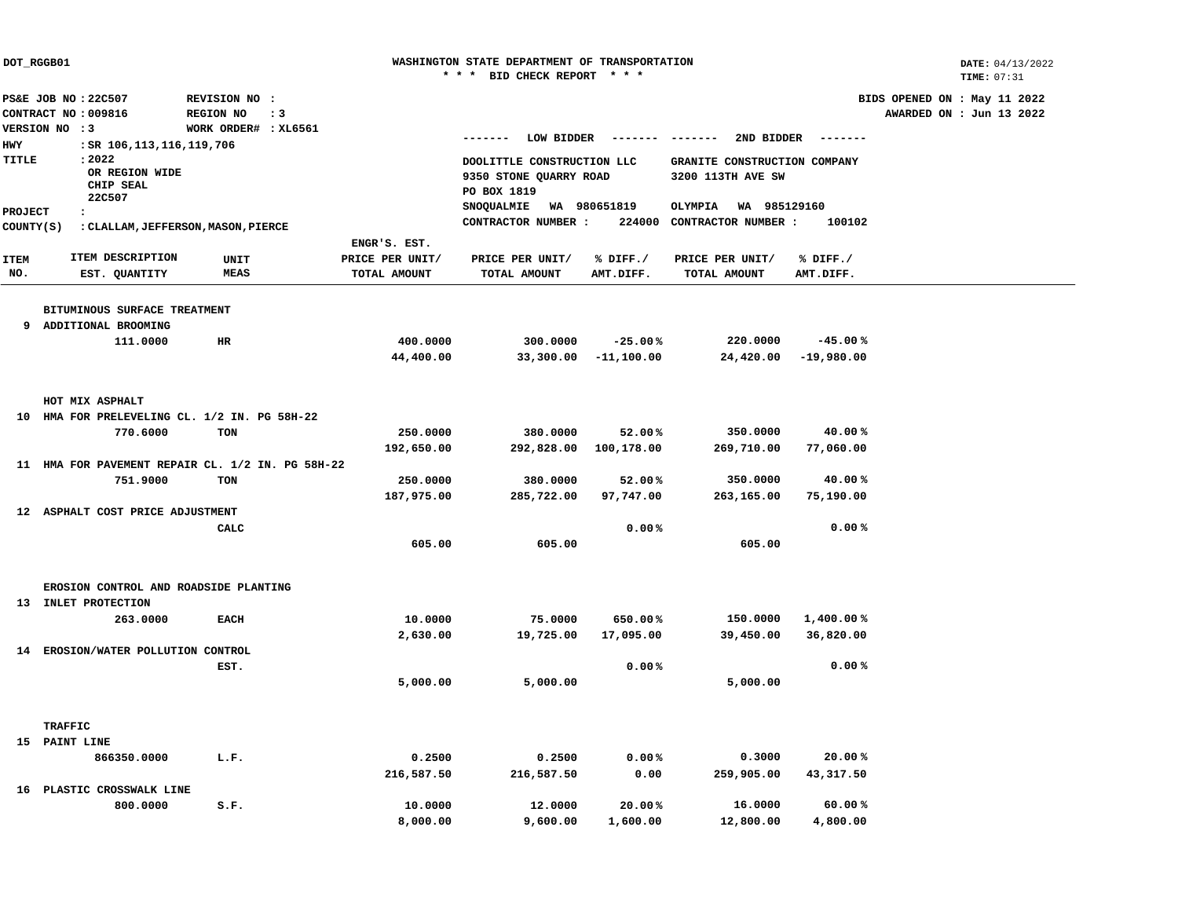DOT_RGGB01

**WASHINGTON STATE DEPARTMENT OF TRANSPORTATION**
*** BID CHECK REPORT ***

DATE: 04/13/2022
TIME: 07:31

PS&E JOB NO : 22C507 REVISION NO :
CONTRACT NO : 009816 REGION NO : 3
VERSION NO : 3 WORK ORDER# : XL6561
HWY : SR 106,113,116,119,706
TITLE : 2022
OR REGION WIDE
CHIP SEAL
22C507
PROJECT :
COUNTY(S) : CLALLAM,JEFFERSON,MASON,PIERCE

BIDS OPENED ON : May 11 2022
AWARDED ON : Jun 13 2022

| | | | | LOW BIDDER | | 2ND BIDDER | |
|---|---|---|---|---|---|---|---|
| | | | | DOOLITTLE CONSTRUCTION LLC<br>9350 STONE QUARRY ROAD<br>PO BOX 1819<br>SNOQUALMIE WA 980651819<br>CONTRACTOR NUMBER : 224000 | | GRANITE CONSTRUCTION COMPANY<br>3200 113TH AVE SW<br>OLYMPIA WA 985129160<br>CONTRACTOR NUMBER : 100102 | |
| ITEM NO. | ITEM DESCRIPTION<br>EST. QUANTITY | UNIT MEAS | ENGR'S. EST.<br>PRICE PER UNIT/<br>TOTAL AMOUNT | PRICE PER UNIT/<br>TOTAL AMOUNT | % DIFF./<br>AMT.DIFF. | PRICE PER UNIT/<br>TOTAL AMOUNT | % DIFF./<br>AMT.DIFF. |
| | **BITUMINOUS SURFACE TREATMENT** | | | | | | |
| 9 | ADDITIONAL BROOMING | | | | | | |
| | 111.0000 | HR | 400.0000 | 300.0000 | -25.00% | 220.0000 | -45.00% |
| | | | 44,400.00 | 33,300.00 | -11,100.00 | 24,420.00 | -19,980.00 |
| | **HOT MIX ASPHALT** | | | | | | |
| 10 | HMA FOR PRELEVELING CL. 1/2 IN. PG 58H-22 | | | | | | |
| | 770.6000 | TON | 250.0000 | 380.0000 | 52.00% | 350.0000 | 40.00% |
| | | | 192,650.00 | 292,828.00 | 100,178.00 | 269,710.00 | 77,060.00 |
| 11 | HMA FOR PAVEMENT REPAIR CL. 1/2 IN. PG 58H-22 | | | | | | |
| | 751.9000 | TON | 250.0000 | 380.0000 | 52.00% | 350.0000 | 40.00% |
| | | | 187,975.00 | 285,722.00 | 97,747.00 | 263,165.00 | 75,190.00 |
| 12 | ASPHALT COST PRICE ADJUSTMENT | | | | | | |
| | | CALC | | | 0.00% | | 0.00% |
| | | | 605.00 | 605.00 | | 605.00 | |
| | **EROSION CONTROL AND ROADSIDE PLANTING** | | | | | | |
| 13 | INLET PROTECTION | | | | | | |
| | 263.0000 | EACH | 10.0000 | 75.0000 | 650.00% | 150.0000 | 1,400.00% |
| | | | 2,630.00 | 19,725.00 | 17,095.00 | 39,450.00 | 36,820.00 |
| 14 | EROSION/WATER POLLUTION CONTROL | | | | | | |
| | | EST. | | | 0.00% | | 0.00% |
| | | | 5,000.00 | 5,000.00 | | 5,000.00 | |
| | **TRAFFIC** | | | | | | |
| 15 | PAINT LINE | | | | | | |
| | 866350.0000 | L.F. | 0.2500 | 0.2500 | 0.00% | 0.3000 | 20.00% |
| | | | 216,587.50 | 216,587.50 | 0.00 | 259,905.00 | 43,317.50 |
| 16 | PLASTIC CROSSWALK LINE | | | | | | |
| | 800.0000 | S.F. | 10.0000 | 12.0000 | 20.00% | 16.0000 | 60.00% |
| | | | 8,000.00 | 9,600.00 | 1,600.00 | 12,800.00 | 4,800.00 |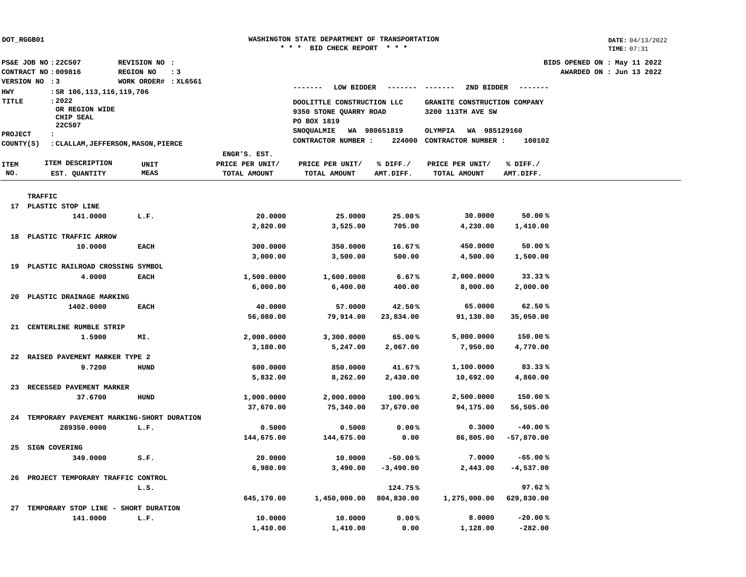DOT_RGGB01

WASHINGTON STATE DEPARTMENT OF TRANSPORTATION
*** BID CHECK REPORT ***

DATE: 04/13/2022
TIME: 07:31

PS&E JOB NO : 22C507  REVISION NO :
CONTRACT NO : 009816  REGION NO : 3
VERSION NO : 3  WORK ORDER# : XL6561
HWY : SR 106,113,116,119,706
TITLE : 2022
OR REGION WIDE
CHIP SEAL
22C507
PROJECT :
COUNTY(S) : CLALLAM, JEFFERSON, MASON, PIERCE

BIDS OPENED ON : May 11 2022
AWARDED ON : Jun 13 2022

| | | ------- LOW BIDDER ------- | ------- 2ND BIDDER ------- |
|---|---|---|---|
| | | DOOLITTLE CONSTRUCTION LLC<br>9350 STONE QUARRY ROAD<br>PO BOX 1819<br>SNOQUALMIE WA 980651819 | GRANITE CONSTRUCTION COMPANY<br>3200 113TH AVE SW<br>OLYMPIA WA 985129160 |
| | | CONTRACTOR NUMBER : 224000 | CONTRACTOR NUMBER : 100102 |

| ITEM NO. | ITEM DESCRIPTION / EST. QUANTITY | UNIT MEAS | ENGR'S. EST. PRICE PER UNIT/ TOTAL AMOUNT | PRICE PER UNIT/ TOTAL AMOUNT | % DIFF./ AMT.DIFF. | PRICE PER UNIT/ TOTAL AMOUNT | % DIFF./ AMT.DIFF. |
|---|---|---|---|---|---|---|---|
| | TRAFFIC | | | | | | |
| 17 | PLASTIC STOP LINE | | | | | | |
| | 141.0000 | L.F. | 20.0000 | 25.0000 | 25.00% | 30.0000 | 50.00% |
| | | | 2,820.00 | 3,525.00 | 705.00 | 4,230.00 | 1,410.00 |
| 18 | PLASTIC TRAFFIC ARROW | | | | | | |
| | 10.0000 | EACH | 300.0000 | 350.0000 | 16.67% | 450.0000 | 50.00% |
| | | | 3,000.00 | 3,500.00 | 500.00 | 4,500.00 | 1,500.00 |
| 19 | PLASTIC RAILROAD CROSSING SYMBOL | | | | | | |
| | 4.0000 | EACH | 1,500.0000 | 1,600.0000 | 6.67% | 2,000.0000 | 33.33% |
| | | | 6,000.00 | 6,400.00 | 400.00 | 8,000.00 | 2,000.00 |
| 20 | PLASTIC DRAINAGE MARKING | | | | | | |
| | 1402.0000 | EACH | 40.0000 | 57.0000 | 42.50% | 65.0000 | 62.50% |
| | | | 56,080.00 | 79,914.00 | 23,834.00 | 91,130.00 | 35,050.00 |
| 21 | CENTERLINE RUMBLE STRIP | | | | | | |
| | 1.5900 | MI. | 2,000.0000 | 3,300.0000 | 65.00% | 5,000.0000 | 150.00% |
| | | | 3,180.00 | 5,247.00 | 2,067.00 | 7,950.00 | 4,770.00 |
| 22 | RAISED PAVEMENT MARKER TYPE 2 | | | | | | |
| | 9.7200 | HUND | 600.0000 | 850.0000 | 41.67% | 1,100.0000 | 83.33% |
| | | | 5,832.00 | 8,262.00 | 2,430.00 | 10,692.00 | 4,860.00 |
| 23 | RECESSED PAVEMENT MARKER | | | | | | |
| | 37.6700 | HUND | 1,000.0000 | 2,000.0000 | 100.00% | 2,500.0000 | 150.00% |
| | | | 37,670.00 | 75,340.00 | 37,670.00 | 94,175.00 | 56,505.00 |
| 24 | TEMPORARY PAVEMENT MARKING-SHORT DURATION | | | | | | |
| | 289350.0000 | L.F. | 0.5000 | 0.5000 | 0.00% | 0.3000 | -40.00% |
| | | | 144,675.00 | 144,675.00 | 0.00 | 86,805.00 | -57,870.00 |
| 25 | SIGN COVERING | | | | | | |
| | 349.0000 | S.F. | 20.0000 | 10.0000 | -50.00% | 7.0000 | -65.00% |
| | | | 6,980.00 | 3,490.00 | -3,490.00 | 2,443.00 | -4,537.00 |
| 26 | PROJECT TEMPORARY TRAFFIC CONTROL | | | | | | |
| | | L.S. | | | 124.75% | | 97.62% |
| | | | 645,170.00 | 1,450,000.00 | 804,830.00 | 1,275,000.00 | 629,830.00 |
| 27 | TEMPORARY STOP LINE - SHORT DURATION | | | | | | |
| | 141.0000 | L.F. | 10.0000 | 10.0000 | 0.00% | 8.0000 | -20.00% |
| | | | 1,410.00 | 1,410.00 | 0.00 | 1,128.00 | -282.00 |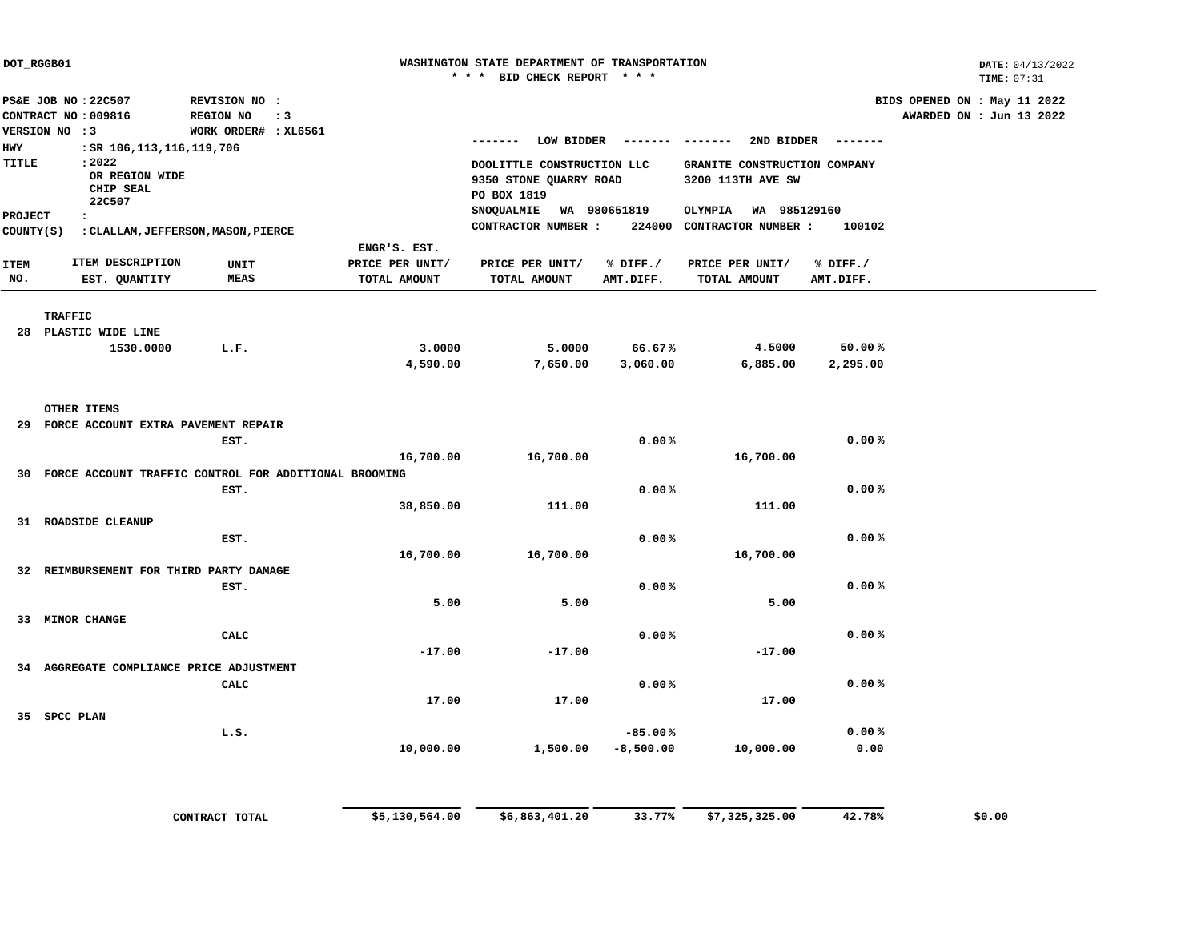DOT_RGGB01

WASHINGTON STATE DEPARTMENT OF TRANSPORTATION
* * * BID CHECK REPORT * * *

DATE: 04/13/2022
TIME: 07:31

PS&E JOB NO : 22C507 REVISION NO :
CONTRACT NO : 009816 REGION NO : 3
VERSION NO : 3 WORK ORDER# : XL6561
HWY : SR 106,113,116,119,706
TITLE : 2022
OR REGION WIDE
CHIP SEAL
22C507
PROJECT :
COUNTY(S) : CLALLAM,JEFFERSON,MASON,PIERCE

BIDS OPENED ON : May 11 2022
AWARDED ON : Jun 13 2022

| | | | | LOW BIDDER | | 2ND BIDDER | |
|---|---|---|---|---|---|---|---|
| | | | | DOOLITTLE CONSTRUCTION LLC<br>9350 STONE QUARRY ROAD<br>PO BOX 1819<br>SNOQUALMIE WA 980651819 | | GRANITE CONSTRUCTION COMPANY<br>3200 113TH AVE SW<br>OLYMPIA WA 985129160 | |
| | | | | CONTRACTOR NUMBER : | 224000 | CONTRACTOR NUMBER : | 100102 |
| ITEM NO. | ITEM DESCRIPTION / EST. QUANTITY | UNIT MEAS | ENGR'S. EST. PRICE PER UNIT/ TOTAL AMOUNT | PRICE PER UNIT/ TOTAL AMOUNT | % DIFF./ AMT.DIFF. | PRICE PER UNIT/ TOTAL AMOUNT | % DIFF./ AMT.DIFF. |
| | **TRAFFIC** | | | | | | |
| 28 | PLASTIC WIDE LINE | | | | | | |
| | 1530.0000 | L.F. | 3.0000 | 5.0000 | 66.67% | 4.5000 | 50.00% |
| | | | 4,590.00 | 7,650.00 | 3,060.00 | 6,885.00 | 2,295.00 |
| | **OTHER ITEMS** | | | | | | |
| 29 | FORCE ACCOUNT EXTRA PAVEMENT REPAIR | | | | | | |
| | | EST. | | | 0.00% | | 0.00% |
| | | | 16,700.00 | 16,700.00 | | 16,700.00 | |
| 30 | FORCE ACCOUNT TRAFFIC CONTROL FOR ADDITIONAL BROOMING | | | | | | |
| | | EST. | | | 0.00% | | 0.00% |
| | | | 38,850.00 | 111.00 | | 111.00 | |
| 31 | ROADSIDE CLEANUP | | | | | | |
| | | EST. | | | 0.00% | | 0.00% |
| | | | 16,700.00 | 16,700.00 | | 16,700.00 | |
| 32 | REIMBURSEMENT FOR THIRD PARTY DAMAGE | | | | | | |
| | | EST. | | | 0.00% | | 0.00% |
| | | | 5.00 | 5.00 | | 5.00 | |
| 33 | MINOR CHANGE | | | | | | |
| | | CALC | | | 0.00% | | 0.00% |
| | | | -17.00 | -17.00 | | -17.00 | |
| 34 | AGGREGATE COMPLIANCE PRICE ADJUSTMENT | | | | | | |
| | | CALC | | | 0.00% | | 0.00% |
| | | | 17.00 | 17.00 | | 17.00 | |
| 35 | SPCC PLAN | | | | | | |
| | | L.S. | | | -85.00% | | 0.00% |
| | | | 10,000.00 | 1,500.00 | -8,500.00 | 10,000.00 | 0.00 |
| | | CONTRACT TOTAL | $5,130,564.00 | $6,863,401.20 | 33.77% | $7,325,325.00 | 42.78% |

$0.00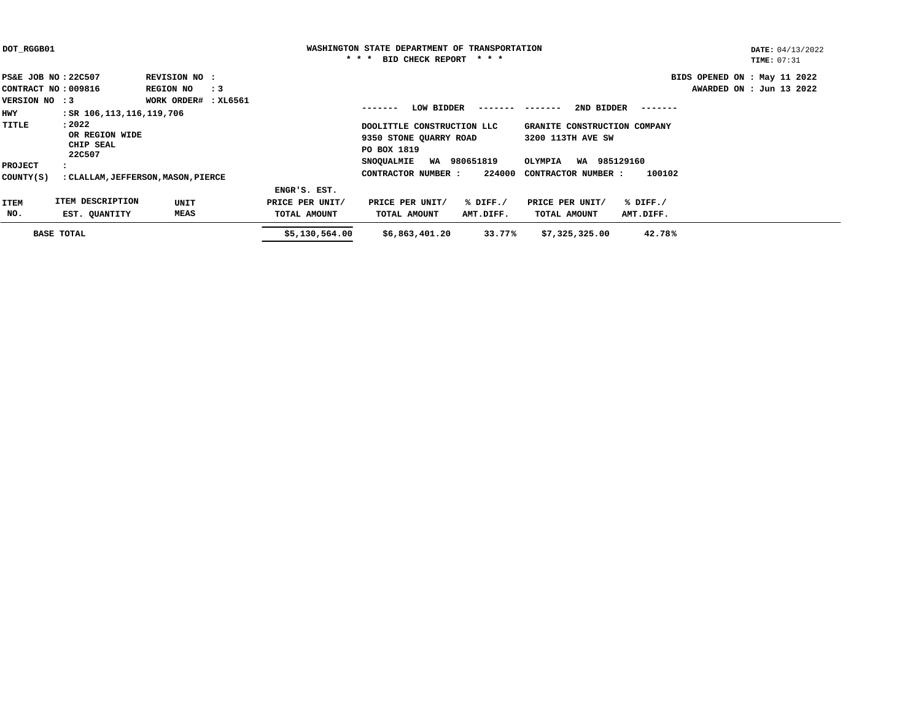DOT_RGGB01

WASHINGTON STATE DEPARTMENT OF TRANSPORTATION

* * * BID CHECK REPORT * * *

DATE: 04/13/2022
TIME: 07:31

PS&E JOB NO : 22C507 REVISION NO :
CONTRACT NO : 009816 REGION NO : 3
VERSION NO : 3 WORK ORDER# : XL6561
HWY : SR 106,113,116,119,706
TITLE : 2022
OR REGION WIDE
CHIP SEAL
22C507
PROJECT :
COUNTY(S) : CLALLAM,JEFFERSON,MASON,PIERCE

BIDS OPENED ON : May 11 2022
AWARDED ON : Jun 13 2022

| | | | | ------- LOW BIDDER ------- | | ------- 2ND BIDDER ------- | |
|---|---|---|---|---|---|---|---|
| | | | | DOOLITTLE CONSTRUCTION LLC<br>9350 STONE QUARRY ROAD<br>PO BOX 1819<br>SNOQUALMIE WA 980651819<br>CONTRACTOR NUMBER : 224000 | | GRANITE CONSTRUCTION COMPANY<br>3200 113TH AVE SW<br>OLYMPIA WA 985129160<br>CONTRACTOR NUMBER : 100102 | |
| ITEM NO. | ITEM DESCRIPTION<br>EST. QUANTITY | UNIT MEAS | ENGR'S. EST.<br>PRICE PER UNIT/<br>TOTAL AMOUNT | PRICE PER UNIT/<br>TOTAL AMOUNT | % DIFF./<br>AMT.DIFF. | PRICE PER UNIT/<br>TOTAL AMOUNT | % DIFF./<br>AMT.DIFF. |
| BASE TOTAL | | | $5,130,564.00 | $6,863,401.20 | 33.77% | $7,325,325.00 | 42.78% |